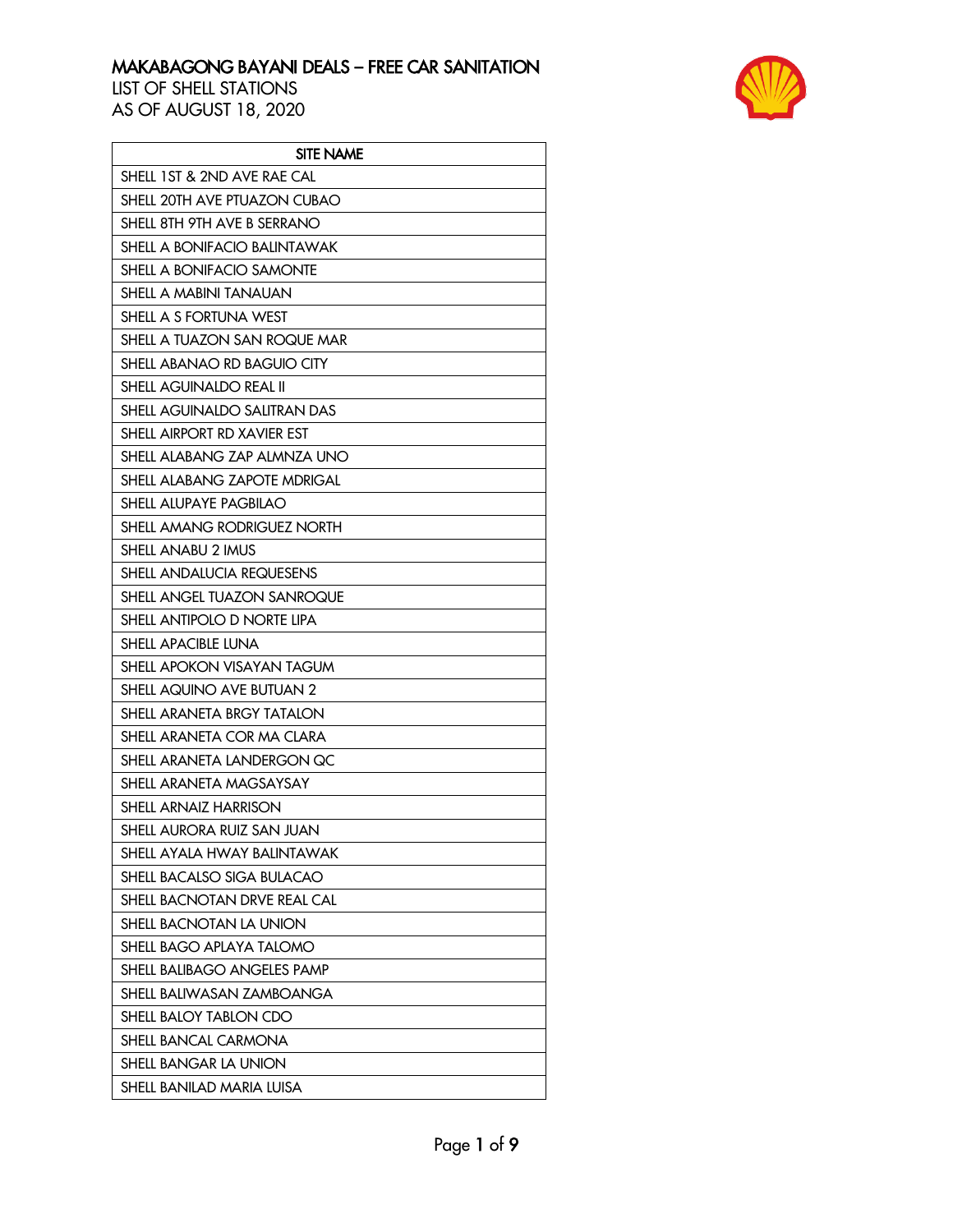# MAKABAGONG BAYANI DEALS – FREE CAR SANITATION

LIST OF SHELL STATIONS
AS OF AUGUST 18, 2020

| SITE NAME |
| --- |
| SHELL 1ST & 2ND AVE RAE CAL |
| SHELL 20TH AVE PTUAZON CUBAO |
| SHELL 8TH 9TH AVE B SERRANO |
| SHELL A BONIFACIO BALINTAWAK |
| SHELL A BONIFACIO SAMONTE |
| SHELL A MABINI TANAUAN |
| SHELL A S FORTUNA WEST |
| SHELL A TUAZON SAN ROQUE MAR |
| SHELL ABANAO RD BAGUIO CITY |
| SHELL AGUINALDO REAL II |
| SHELL AGUINALDO SALITRAN DAS |
| SHELL AIRPORT RD XAVIER EST |
| SHELL ALABANG ZAP ALMNZA UNO |
| SHELL ALABANG ZAPOTE MDRIGAL |
| SHELL ALUPAYE PAGBILAO |
| SHELL AMANG RODRIGUEZ NORTH |
| SHELL ANABU 2 IMUS |
| SHELL ANDALUCIA REQUESENS |
| SHELL ANGEL TUAZON SANROQUE |
| SHELL ANTIPOLO D NORTE LIPA |
| SHELL APACIBLE LUNA |
| SHELL APOKON VISAYAN TAGUM |
| SHELL AQUINO AVE BUTUAN 2 |
| SHELL ARANETA BRGY TATALON |
| SHELL ARANETA COR MA CLARA |
| SHELL ARANETA LANDERGON QC |
| SHELL ARANETA MAGSAYSAY |
| SHELL ARNAIZ HARRISON |
| SHELL AURORA RUIZ SAN JUAN |
| SHELL AYALA HWAY BALINTAWAK |
| SHELL BACALSO SIGA BULACAO |
| SHELL BACNOTAN DRVE REAL CAL |
| SHELL BACNOTAN LA UNION |
| SHELL BAGO APLAYA TALOMO |
| SHELL BALIBAGO ANGELES PAMP |
| SHELL BALIWASAN ZAMBOANGA |
| SHELL BALOY TABLON CDO |
| SHELL BANCAL CARMONA |
| SHELL BANGAR LA UNION |
| SHELL BANILAD MARIA LUISA |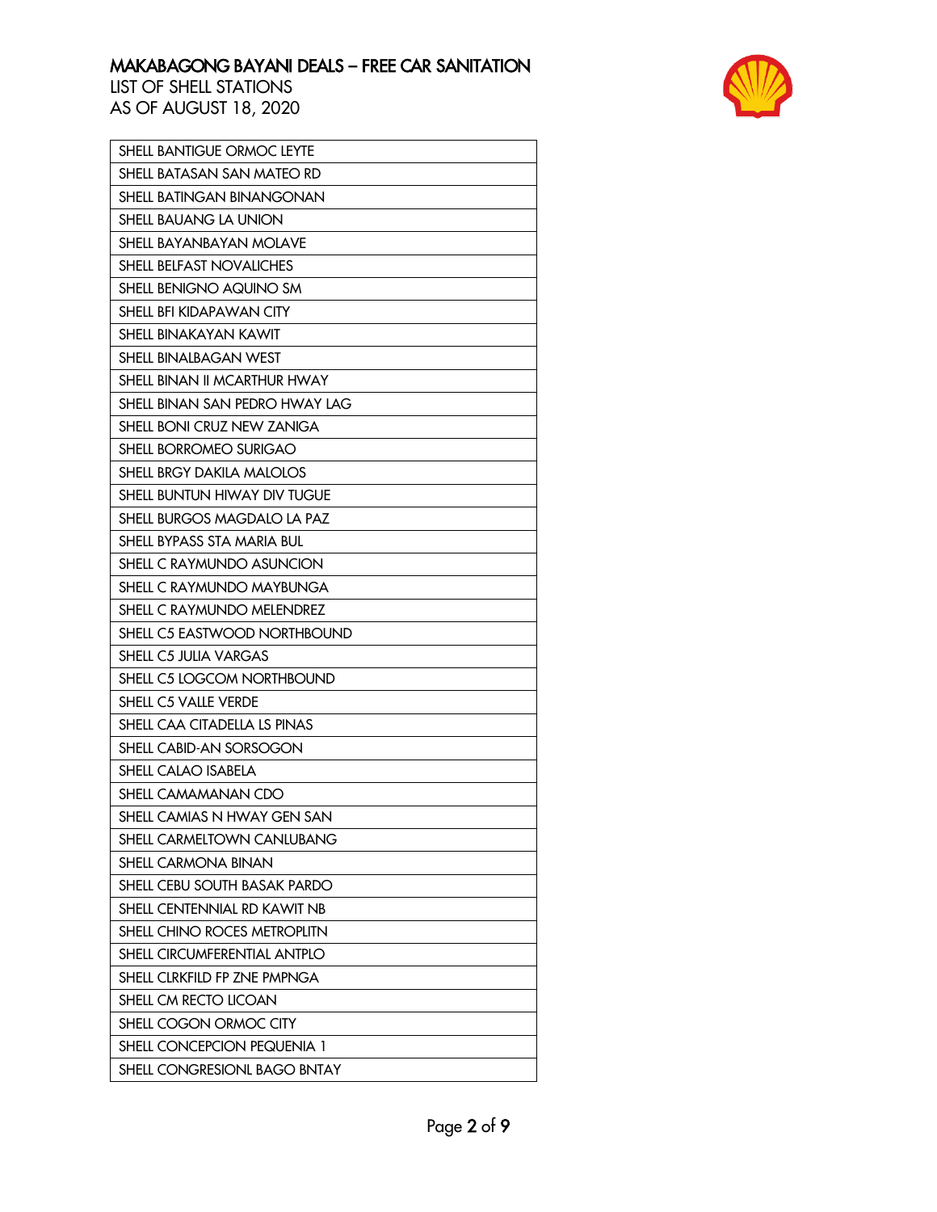# MAKABAGONG BAYANI DEALS – FREE CAR SANITATION

LIST OF SHELL STATIONS
AS OF AUGUST 18, 2020

| SHELL BANTIGUE ORMOC LEYTE |
|---|
| SHELL BATASAN SAN MATEO RD |
| SHELL BATINGAN BINANGONAN |
| SHELL BAUANG LA UNION |
| SHELL BAYANBAYAN MOLAVE |
| SHELL BELFAST NOVALICHES |
| SHELL BENIGNO AQUINO SM |
| SHELL BFI KIDAPAWAN CITY |
| SHELL BINAKAYAN KAWIT |
| SHELL BINALBAGAN WEST |
| SHELL BINAN II MCARTHUR HWAY |
| SHELL BINAN SAN PEDRO HWAY LAG |
| SHELL BONI CRUZ NEW ZANIGA |
| SHELL BORROMEO SURIGAO |
| SHELL BRGY DAKILA MALOLOS |
| SHELL BUNTUN HIWAY DIV TUGUE |
| SHELL BURGOS MAGDALO LA PAZ |
| SHELL BYPASS STA MARIA BUL |
| SHELL C RAYMUNDO ASUNCION |
| SHELL C RAYMUNDO MAYBUNGA |
| SHELL C RAYMUNDO MELENDREZ |
| SHELL C5 EASTWOOD NORTHBOUND |
| SHELL C5 JULIA VARGAS |
| SHELL C5 LOGCOM NORTHBOUND |
| SHELL C5 VALLE VERDE |
| SHELL CAA CITADELLA LS PINAS |
| SHELL CABID-AN SORSOGON |
| SHELL CALAO ISABELA |
| SHELL CAMAMANAN CDO |
| SHELL CAMIAS N HWAY GEN SAN |
| SHELL CARMELTOWN CANLUBANG |
| SHELL CARMONA BINAN |
| SHELL CEBU SOUTH BASAK PARDO |
| SHELL CENTENNIAL RD KAWIT NB |
| SHELL CHINO ROCES METROPLITN |
| SHELL CIRCUMFERENTIAL ANTPLO |
| SHELL CLRKFILD FP ZNE PMPNGA |
| SHELL CM RECTO LICOAN |
| SHELL COGON ORMOC CITY |
| SHELL CONCEPCION PEQUENIA 1 |
| SHELL CONGRESIONL BAGO BNTAY |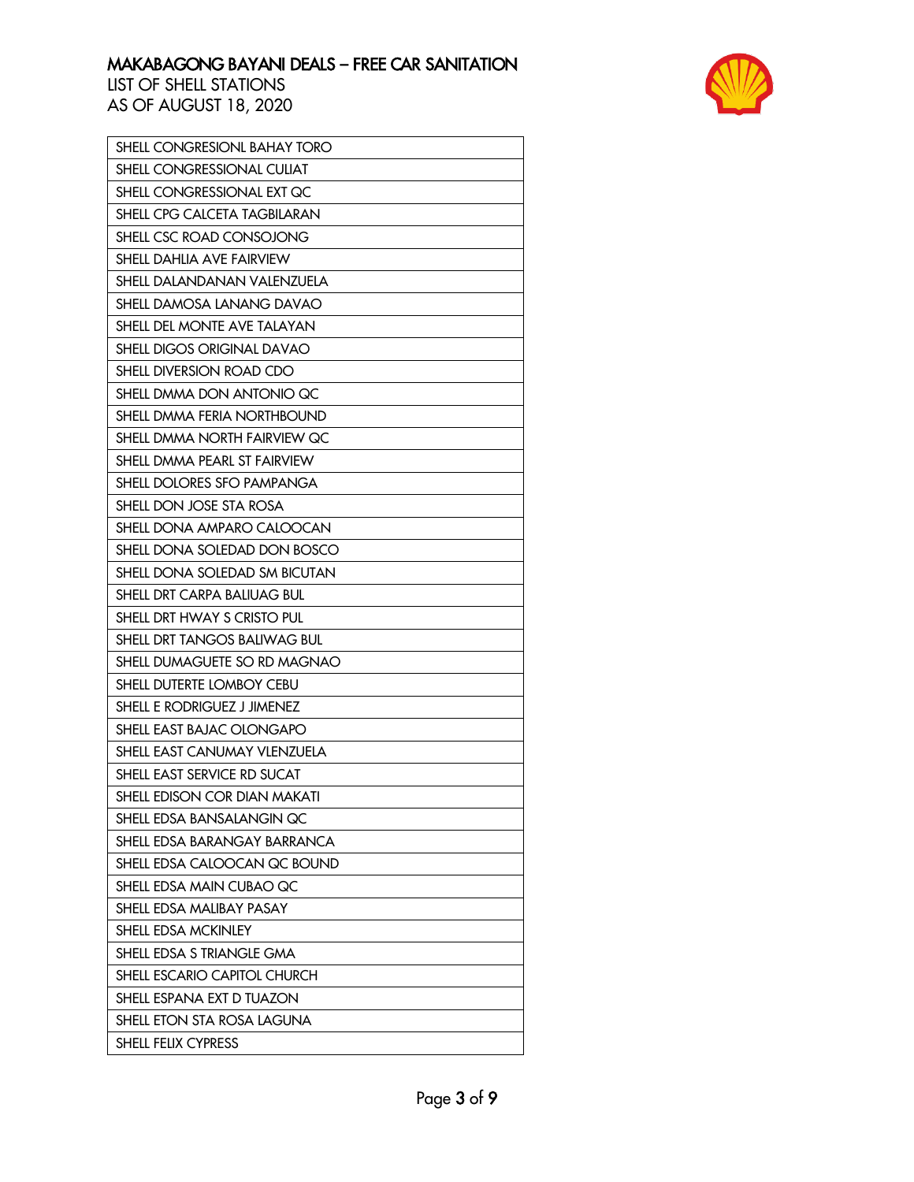# MAKABAGONG BAYANI DEALS – FREE CAR SANITATION

LIST OF SHELL STATIONS
AS OF AUGUST 18, 2020

| SHELL CONGRESIONL BAHAY TORO |
|---|
| SHELL CONGRESSIONAL CULIAT |
| SHELL CONGRESSIONAL EXT QC |
| SHELL CPG CALCETA TAGBILARAN |
| SHELL CSC ROAD CONSOJONG |
| SHELL DAHLIA AVE FAIRVIEW |
| SHELL DALANDANAN VALENZUELA |
| SHELL DAMOSA LANANG DAVAO |
| SHELL DEL MONTE AVE TALAYAN |
| SHELL DIGOS ORIGINAL DAVAO |
| SHELL DIVERSION ROAD CDO |
| SHELL DMMA DON ANTONIO QC |
| SHELL DMMA FERIA NORTHBOUND |
| SHELL DMMA NORTH FAIRVIEW QC |
| SHELL DMMA PEARL ST FAIRVIEW |
| SHELL DOLORES SFO PAMPANGA |
| SHELL DON JOSE STA ROSA |
| SHELL DONA AMPARO CALOOCAN |
| SHELL DONA SOLEDAD DON BOSCO |
| SHELL DONA SOLEDAD SM BICUTAN |
| SHELL DRT CARPA BALIUAG BUL |
| SHELL DRT HWAY S CRISTO PUL |
| SHELL DRT TANGOS BALIWAG BUL |
| SHELL DUMAGUETE SO RD MAGNAO |
| SHELL DUTERTE LOMBOY CEBU |
| SHELL E RODRIGUEZ J JIMENEZ |
| SHELL EAST BAJAC OLONGAPO |
| SHELL EAST CANUMAY VLENZUELA |
| SHELL EAST SERVICE RD SUCAT |
| SHELL EDISON COR DIAN MAKATI |
| SHELL EDSA BANSALANGIN QC |
| SHELL EDSA BARANGAY BARRANCA |
| SHELL EDSA CALOOCAN QC BOUND |
| SHELL EDSA MAIN CUBAO QC |
| SHELL EDSA MALIBAY PASAY |
| SHELL EDSA MCKINLEY |
| SHELL EDSA S TRIANGLE GMA |
| SHELL ESCARIO CAPITOL CHURCH |
| SHELL ESPANA EXT D TUAZON |
| SHELL ETON STA ROSA LAGUNA |
| SHELL FELIX CYPRESS |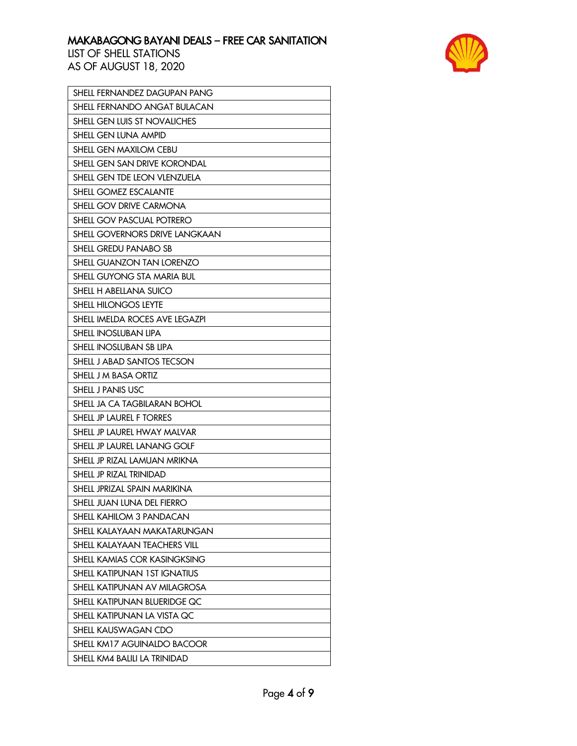# MAKABAGONG BAYANI DEALS – FREE CAR SANITATION

LIST OF SHELL STATIONS
AS OF AUGUST 18, 2020

| |
|---|
| SHELL FERNANDEZ DAGUPAN PANG |
| SHELL FERNANDO ANGAT BULACAN |
| SHELL GEN LUIS ST NOVALICHES |
| SHELL GEN LUNA AMPID |
| SHELL GEN MAXILOM CEBU |
| SHELL GEN SAN DRIVE KORONDAL |
| SHELL GEN TDE LEON VLENZUELA |
| SHELL GOMEZ ESCALANTE |
| SHELL GOV DRIVE CARMONA |
| SHELL GOV PASCUAL POTRERO |
| SHELL GOVERNORS DRIVE LANGKAAN |
| SHELL GREDU PANABO SB |
| SHELL GUANZON TAN LORENZO |
| SHELL GUYONG STA MARIA BUL |
| SHELL H ABELLANA SUICO |
| SHELL HILONGOS LEYTE |
| SHELL IMELDA ROCES AVE LEGAZPI |
| SHELL INOSLUBAN LIPA |
| SHELL INOSLUBAN SB LIPA |
| SHELL J ABAD SANTOS TECSON |
| SHELL J M BASA ORTIZ |
| SHELL J PANIS USC |
| SHELL JA CA TAGBILARAN BOHOL |
| SHELL JP LAUREL F TORRES |
| SHELL JP LAUREL HWAY MALVAR |
| SHELL JP LAUREL LANANG GOLF |
| SHELL JP RIZAL LAMUAN MRIKNA |
| SHELL JP RIZAL TRINIDAD |
| SHELL JPRIZAL SPAIN MARIKINA |
| SHELL JUAN LUNA DEL FIERRO |
| SHELL KAHILOM 3 PANDACAN |
| SHELL KALAYAAN MAKATARUNGAN |
| SHELL KALAYAAN TEACHERS VILL |
| SHELL KAMIAS COR KASINGKSING |
| SHELL KATIPUNAN 1ST IGNATIUS |
| SHELL KATIPUNAN AV MILAGROSA |
| SHELL KATIPUNAN BLUERIDGE QC |
| SHELL KATIPUNAN LA VISTA QC |
| SHELL KAUSWAGAN CDO |
| SHELL KM17 AGUINALDO BACOOR |
| SHELL KM4 BALILI LA TRINIDAD |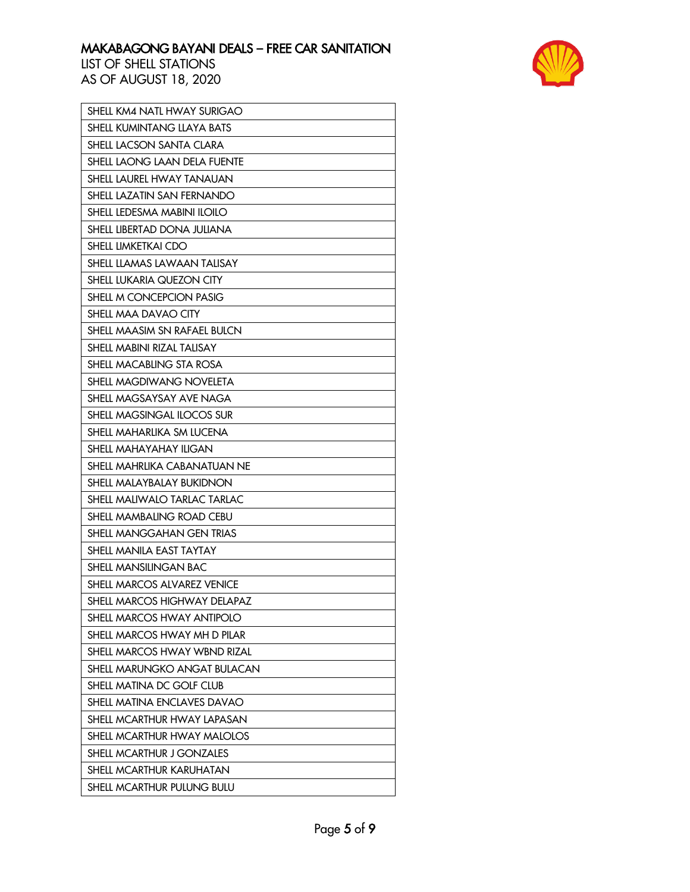# MAKABAGONG BAYANI DEALS – FREE CAR SANITATION

LIST OF SHELL STATIONS
AS OF AUGUST 18, 2020

| SHELL KM4 NATL HWAY SURIGAO |
|---|
| SHELL KUMINTANG LLAYA BATS |
| SHELL LACSON SANTA CLARA |
| SHELL LAONG LAAN DELA FUENTE |
| SHELL LAUREL HWAY TANAUAN |
| SHELL LAZATIN SAN FERNANDO |
| SHELL LEDESMA MABINI ILOILO |
| SHELL LIBERTAD DONA JULIANA |
| SHELL LIMKETKAI CDO |
| SHELL LLAMAS LAWAAN TALISAY |
| SHELL LUKARIA QUEZON CITY |
| SHELL M CONCEPCION PASIG |
| SHELL MAA DAVAO CITY |
| SHELL MAASIM SN RAFAEL BULCN |
| SHELL MABINI RIZAL TALISAY |
| SHELL MACABLING STA ROSA |
| SHELL MAGDIWANG NOVELETA |
| SHELL MAGSAYSAY AVE NAGA |
| SHELL MAGSINGAL ILOCOS SUR |
| SHELL MAHARLIKA SM LUCENA |
| SHELL MAHAYAHAY ILIGAN |
| SHELL MAHRLIKA CABANATUAN NE |
| SHELL MALAYBALAY BUKIDNON |
| SHELL MALIWALO TARLAC TARLAC |
| SHELL MAMBALING ROAD CEBU |
| SHELL MANGGAHAN GEN TRIAS |
| SHELL MANILA EAST TAYTAY |
| SHELL MANSILINGAN BAC |
| SHELL MARCOS ALVAREZ VENICE |
| SHELL MARCOS HIGHWAY DELAPAZ |
| SHELL MARCOS HWAY ANTIPOLO |
| SHELL MARCOS HWAY MH D PILAR |
| SHELL MARCOS HWAY WBND RIZAL |
| SHELL MARUNGKO ANGAT BULACAN |
| SHELL MATINA DC GOLF CLUB |
| SHELL MATINA ENCLAVES DAVAO |
| SHELL MCARTHUR HWAY LAPASAN |
| SHELL MCARTHUR HWAY MALOLOS |
| SHELL MCARTHUR J GONZALES |
| SHELL MCARTHUR KARUHATAN |
| SHELL MCARTHUR PULUNG BULU |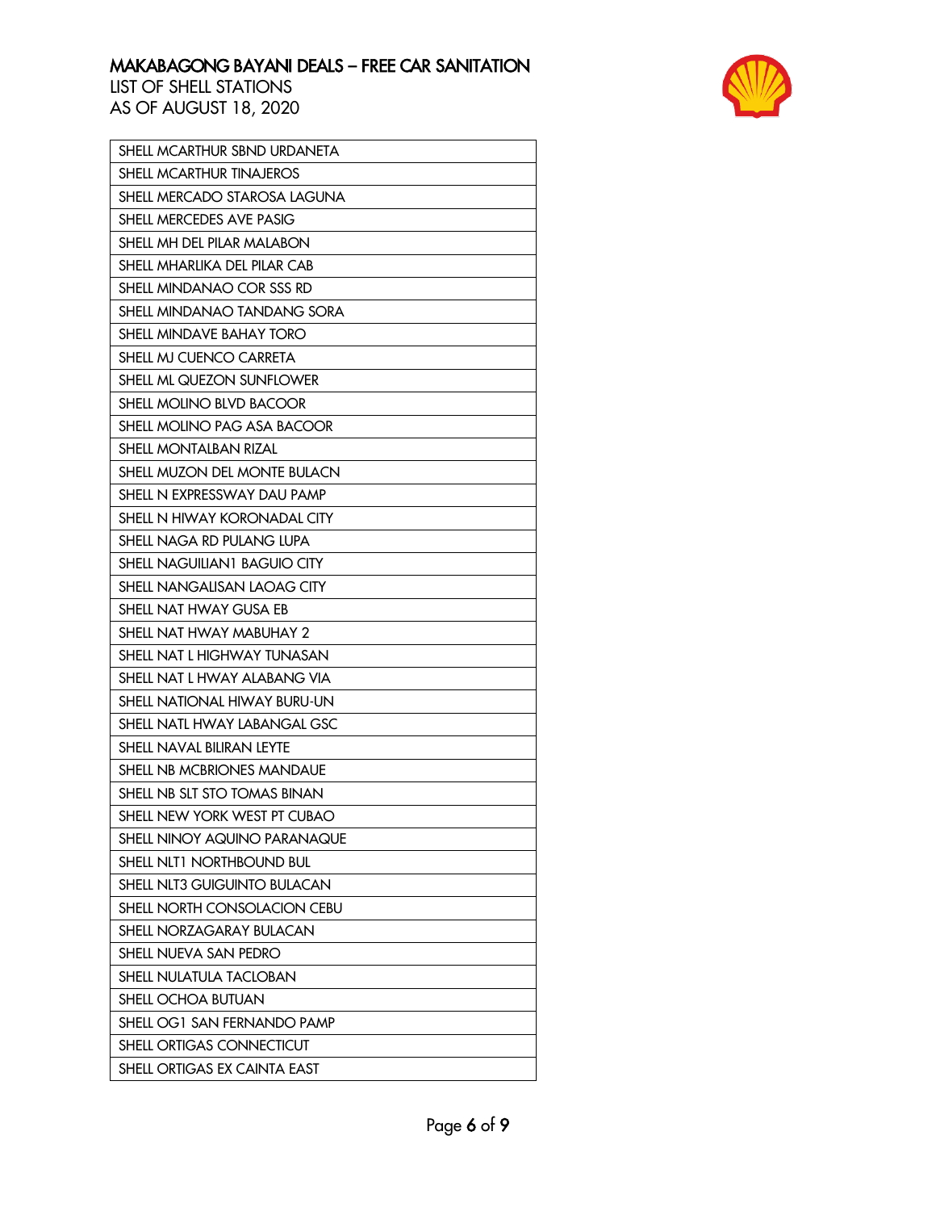# MAKABAGONG BAYANI DEALS – FREE CAR SANITATION

LIST OF SHELL STATIONS
AS OF AUGUST 18, 2020

| SHELL MCARTHUR SBND URDANETA |
|---|
| SHELL MCARTHUR TINAJEROS |
| SHELL MERCADO STAROSA LAGUNA |
| SHELL MERCEDES AVE PASIG |
| SHELL MH DEL PILAR MALABON |
| SHELL MHARLIKA DEL PILAR CAB |
| SHELL MINDANAO COR SSS RD |
| SHELL MINDANAO TANDANG SORA |
| SHELL MINDAVE BAHAY TORO |
| SHELL MJ CUENCO CARRETA |
| SHELL ML QUEZON SUNFLOWER |
| SHELL MOLINO BLVD BACOOR |
| SHELL MOLINO PAG ASA BACOOR |
| SHELL MONTALBAN RIZAL |
| SHELL MUZON DEL MONTE BULACN |
| SHELL N EXPRESSWAY DAU PAMP |
| SHELL N HIWAY KORONADAL CITY |
| SHELL NAGA RD PULANG LUPA |
| SHELL NAGUILIAN1 BAGUIO CITY |
| SHELL NANGALISAN LAOAG CITY |
| SHELL NAT HWAY GUSA EB |
| SHELL NAT HWAY MABUHAY 2 |
| SHELL NAT L HIGHWAY TUNASAN |
| SHELL NAT L HWAY ALABANG VIA |
| SHELL NATIONAL HIWAY BURU-UN |
| SHELL NATL HWAY LABANGAL GSC |
| SHELL NAVAL BILIRAN LEYTE |
| SHELL NB MCBRIONES MANDAUE |
| SHELL NB SLT STO TOMAS BINAN |
| SHELL NEW YORK WEST PT CUBAO |
| SHELL NINOY AQUINO PARANAQUE |
| SHELL NLT1 NORTHBOUND BUL |
| SHELL NLT3 GUIGUINTO BULACAN |
| SHELL NORTH CONSOLACION CEBU |
| SHELL NORZAGARAY BULACAN |
| SHELL NUEVA SAN PEDRO |
| SHELL NULATULA TACLOBAN |
| SHELL OCHOA BUTUAN |
| SHELL OG1 SAN FERNANDO PAMP |
| SHELL ORTIGAS CONNECTICUT |
| SHELL ORTIGAS EX CAINTA EAST |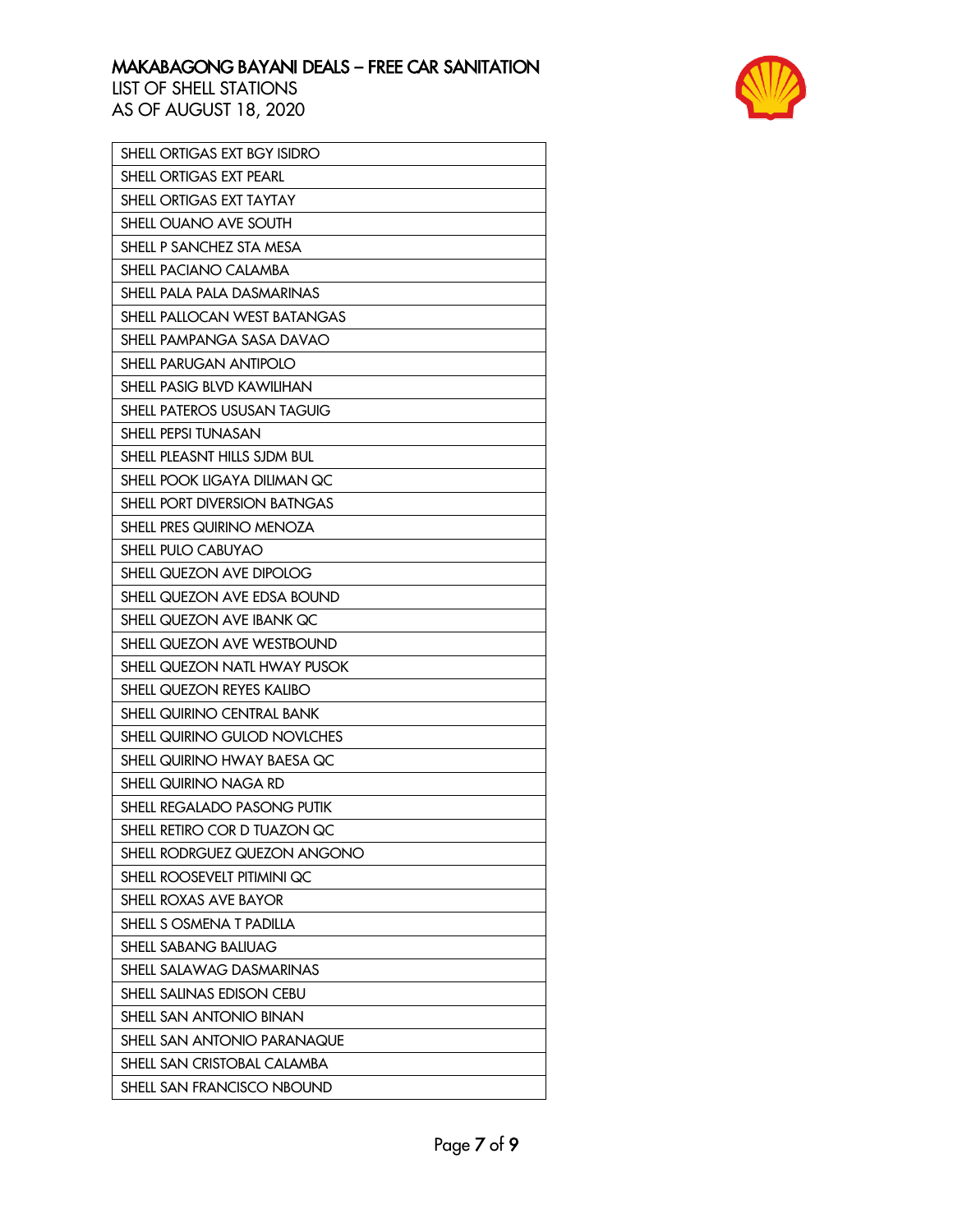# MAKABAGONG BAYANI DEALS – FREE CAR SANITATION

LIST OF SHELL STATIONS
AS OF AUGUST 18, 2020

| SHELL ORTIGAS EXT BGY ISIDRO |
|---|
| SHELL ORTIGAS EXT PEARL |
| SHELL ORTIGAS EXT TAYTAY |
| SHELL OUANO AVE SOUTH |
| SHELL P SANCHEZ STA MESA |
| SHELL PACIANO CALAMBA |
| SHELL PALA PALA DASMARINAS |
| SHELL PALLOCAN WEST BATANGAS |
| SHELL PAMPANGA SASA DAVAO |
| SHELL PARUGAN ANTIPOLO |
| SHELL PASIG BLVD KAWILIHAN |
| SHELL PATEROS USUSAN TAGUIG |
| SHELL PEPSI TUNASAN |
| SHELL PLEASNT HILLS SJDM BUL |
| SHELL POOK LIGAYA DILIMAN QC |
| SHELL PORT DIVERSION BATNGAS |
| SHELL PRES QUIRINO MENOZA |
| SHELL PULO CABUYAO |
| SHELL QUEZON AVE DIPOLOG |
| SHELL QUEZON AVE EDSA BOUND |
| SHELL QUEZON AVE IBANK QC |
| SHELL QUEZON AVE WESTBOUND |
| SHELL QUEZON NATL HWAY PUSOK |
| SHELL QUEZON REYES KALIBO |
| SHELL QUIRINO CENTRAL BANK |
| SHELL QUIRINO GULOD NOVLCHES |
| SHELL QUIRINO HWAY BAESA QC |
| SHELL QUIRINO NAGA RD |
| SHELL REGALADO PASONG PUTIK |
| SHELL RETIRO COR D TUAZON QC |
| SHELL RODRGUEZ QUEZON ANGONO |
| SHELL ROOSEVELT PITIMINI QC |
| SHELL ROXAS AVE BAYOR |
| SHELL S OSMENA T PADILLA |
| SHELL SABANG BALIUAG |
| SHELL SALAWAG DASMARINAS |
| SHELL SALINAS EDISON CEBU |
| SHELL SAN ANTONIO BINAN |
| SHELL SAN ANTONIO PARANAQUE |
| SHELL SAN CRISTOBAL CALAMBA |
| SHELL SAN FRANCISCO NBOUND |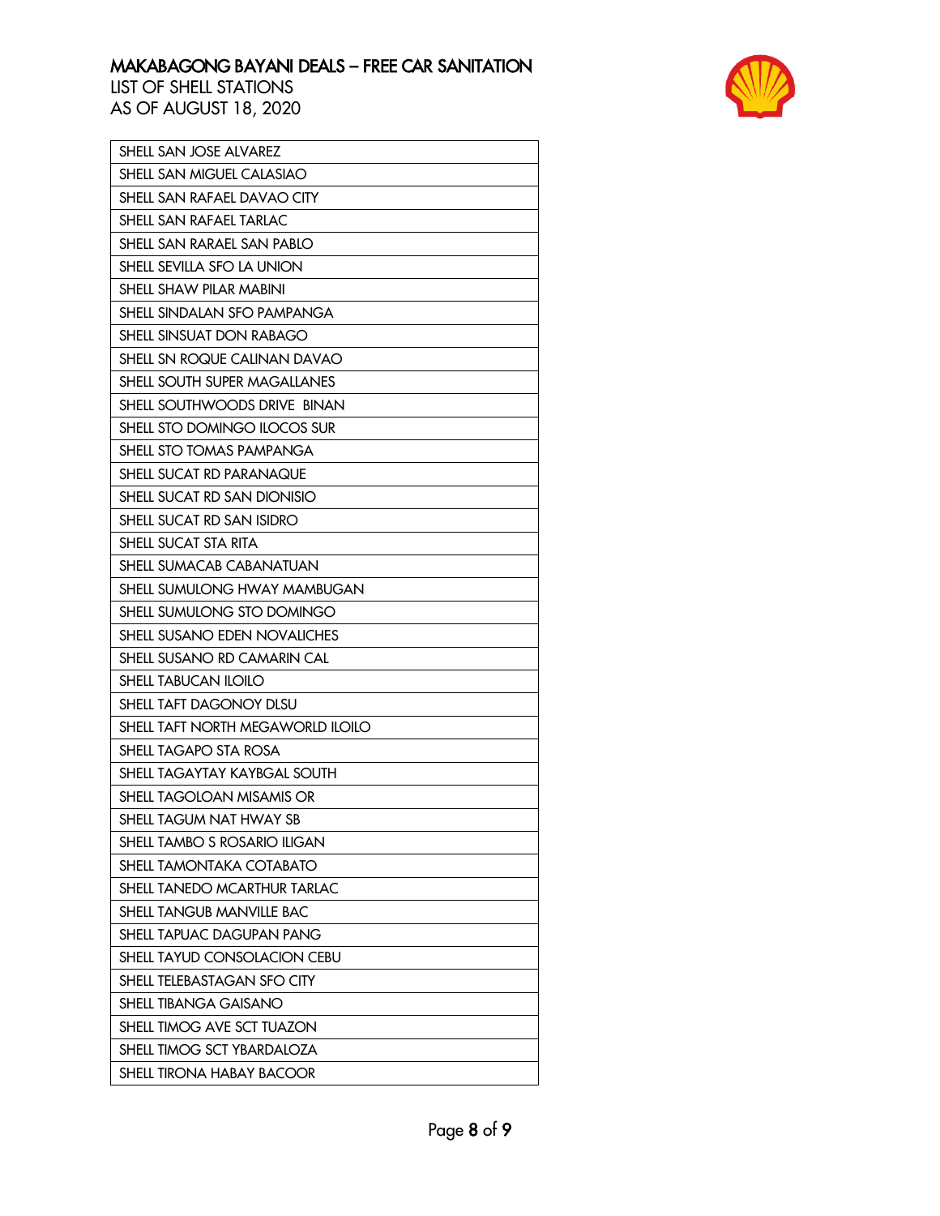# MAKABAGONG BAYANI DEALS – FREE CAR SANITATION

LIST OF SHELL STATIONS
AS OF AUGUST 18, 2020

| |
|---|
| SHELL SAN JOSE ALVAREZ |
| SHELL SAN MIGUEL CALASIAO |
| SHELL SAN RAFAEL DAVAO CITY |
| SHELL SAN RAFAEL TARLAC |
| SHELL SAN RARAEL SAN PABLO |
| SHELL SEVILLA SFO LA UNION |
| SHELL SHAW PILAR MABINI |
| SHELL SINDALAN SFO PAMPANGA |
| SHELL SINSUAT DON RABAGO |
| SHELL SN ROQUE CALINAN DAVAO |
| SHELL SOUTH SUPER MAGALLANES |
| SHELL SOUTHWOODS DRIVE BINAN |
| SHELL STO DOMINGO ILOCOS SUR |
| SHELL STO TOMAS PAMPANGA |
| SHELL SUCAT RD PARANAQUE |
| SHELL SUCAT RD SAN DIONISIO |
| SHELL SUCAT RD SAN ISIDRO |
| SHELL SUCAT STA RITA |
| SHELL SUMACAB CABANATUAN |
| SHELL SUMULONG HWAY MAMBUGAN |
| SHELL SUMULONG STO DOMINGO |
| SHELL SUSANO EDEN NOVALICHES |
| SHELL SUSANO RD CAMARIN CAL |
| SHELL TABUCAN ILOILO |
| SHELL TAFT DAGONOY DLSU |
| SHELL TAFT NORTH MEGAWORLD ILOILO |
| SHELL TAGAPO STA ROSA |
| SHELL TAGAYTAY KAYBGAL SOUTH |
| SHELL TAGOLOAN MISAMIS OR |
| SHELL TAGUM NAT HWAY SB |
| SHELL TAMBO S ROSARIO ILIGAN |
| SHELL TAMONTAKA COTABATO |
| SHELL TANEDO MCARTHUR TARLAC |
| SHELL TANGUB MANVILLE BAC |
| SHELL TAPUAC DAGUPAN PANG |
| SHELL TAYUD CONSOLACION CEBU |
| SHELL TELEBASTAGAN SFO CITY |
| SHELL TIBANGA GAISANO |
| SHELL TIMOG AVE SCT TUAZON |
| SHELL TIMOG SCT YBARDALOZA |
| SHELL TIRONA HABAY BACOOR |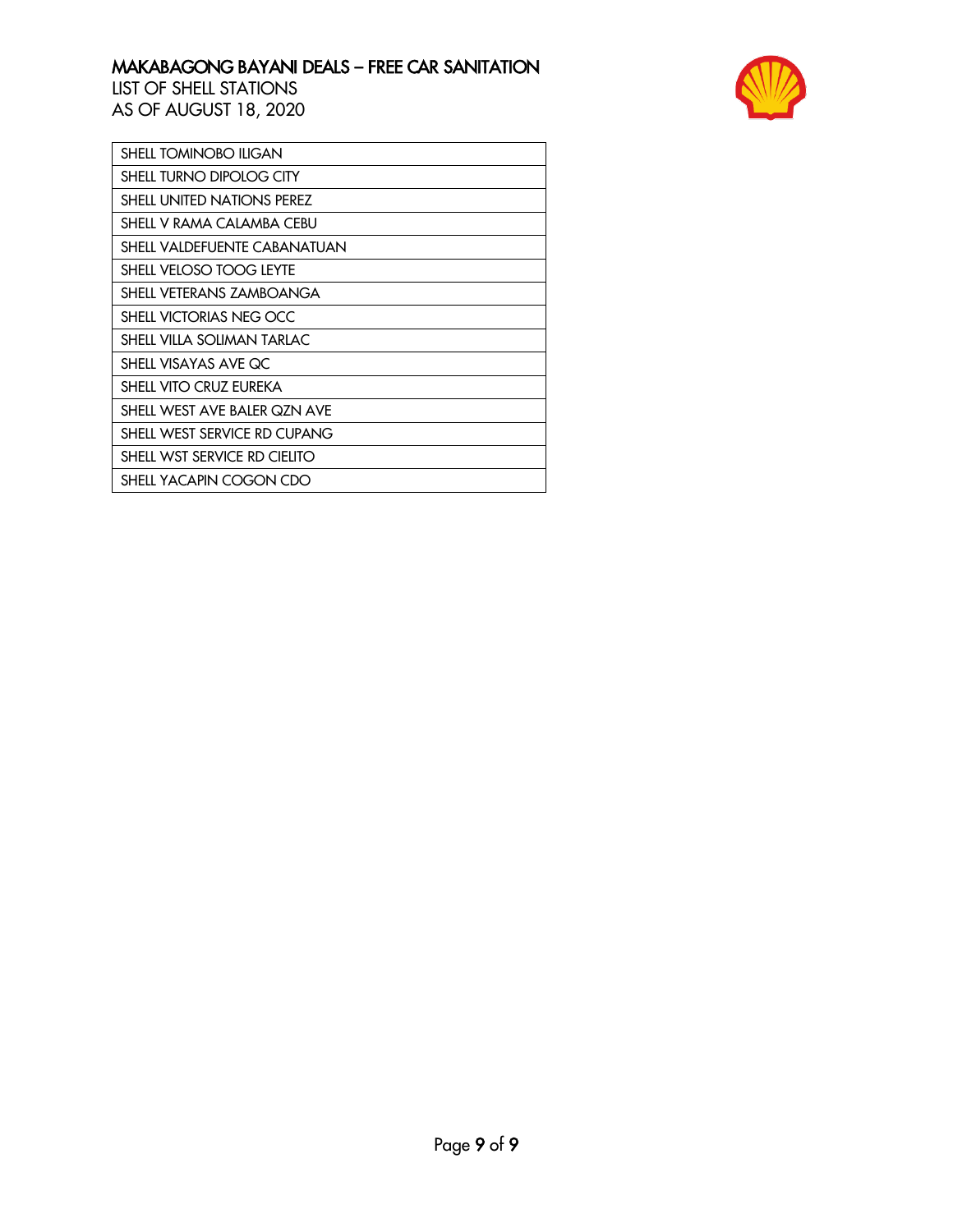# MAKABAGONG BAYANI DEALS – FREE CAR SANITATION
LIST OF SHELL STATIONS
AS OF AUGUST 18, 2020

| |
|---|
| SHELL TOMINOBO ILIGAN |
| SHELL TURNO DIPOLOG CITY |
| SHELL UNITED NATIONS PEREZ |
| SHELL V RAMA CALAMBA CEBU |
| SHELL VALDEFUENTE CABANATUAN |
| SHELL VELOSO TOOG LEYTE |
| SHELL VETERANS ZAMBOANGA |
| SHELL VICTORIAS NEG OCC |
| SHELL VILLA SOLIMAN TARLAC |
| SHELL VISAYAS AVE QC |
| SHELL VITO CRUZ EUREKA |
| SHELL WEST AVE BALER QZN AVE |
| SHELL WEST SERVICE RD CUPANG |
| SHELL WST SERVICE RD CIELITO |
| SHELL YACAPIN COGON CDO |